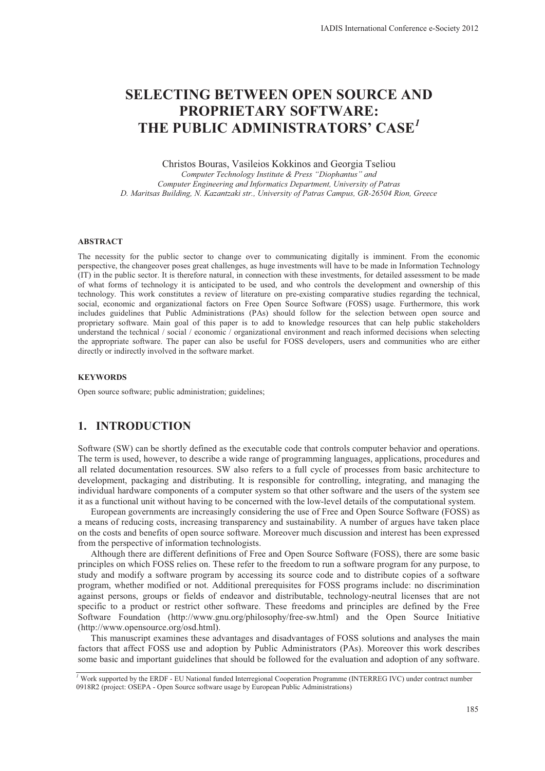# SELECTING BETWEEN OPEN SOURCE AND PROPRIETARY SOFTWARE: THE PUBLIC ADMINISTRATORS' CASE[1]

Christos Bouras, Vasileios Kokkinos and Georgia Tseliou

*Computer Technology Institute & Press "Diophantus" and*
*Computer Engineering and Informatics Department, University of Patras*
*D. Maritsas Building, N. Kazantzaki str., University of Patras Campus, GR-26504 Rion, Greece*

### ABSTRACT

The necessity for the public sector to change over to communicating digitally is imminent. From the economic perspective, the changeover poses great challenges, as huge investments will have to be made in Information Technology (IT) in the public sector. It is therefore natural, in connection with these investments, for detailed assessment to be made of what forms of technology it is anticipated to be used, and who controls the development and ownership of this technology. This work constitutes a review of literature on pre-existing comparative studies regarding the technical, social, economic and organizational factors on Free Open Source Software (FOSS) usage. Furthermore, this work includes guidelines that Public Administrations (PAs) should follow for the selection between open source and proprietary software. Main goal of this paper is to add to knowledge resources that can help public stakeholders understand the technical / social / economic / organizational environment and reach informed decisions when selecting the appropriate software. The paper can also be useful for FOSS developers, users and communities who are either directly or indirectly involved in the software market.

### KEYWORDS

Open source software; public administration; guidelines;

## 1. INTRODUCTION

Software (SW) can be shortly defined as the executable code that controls computer behavior and operations. The term is used, however, to describe a wide range of programming languages, applications, procedures and all related documentation resources. SW also refers to a full cycle of processes from basic architecture to development, packaging and distributing. It is responsible for controlling, integrating, and managing the individual hardware components of a computer system so that other software and the users of the system see it as a functional unit without having to be concerned with the low-level details of the computational system.

European governments are increasingly considering the use of Free and Open Source Software (FOSS) as a means of reducing costs, increasing transparency and sustainability. A number of argues have taken place on the costs and benefits of open source software. Moreover much discussion and interest has been expressed from the perspective of information technologists.

Although there are different definitions of Free and Open Source Software (FOSS), there are some basic principles on which FOSS relies on. These refer to the freedom to run a software program for any purpose, to study and modify a software program by accessing its source code and to distribute copies of a software program, whether modified or not. Additional prerequisites for FOSS programs include: no discrimination against persons, groups or fields of endeavor and distributable, technology-neutral licenses that are not specific to a product or restrict other software. These freedoms and principles are defined by the Free Software Foundation (http://www.gnu.org/philosophy/free-sw.html) and the Open Source Initiative (http://www.opensource.org/osd.html).

This manuscript examines these advantages and disadvantages of FOSS solutions and analyses the main factors that affect FOSS use and adoption by Public Administrators (PAs). Moreover this work describes some basic and important guidelines that should be followed for the evaluation and adoption of any software.

[1] Work supported by the ERDF - EU National funded Interregional Cooperation Programme (INTERREG IVC) under contract number 0918R2 (project: OSEPA - Open Source software usage by European Public Administrations)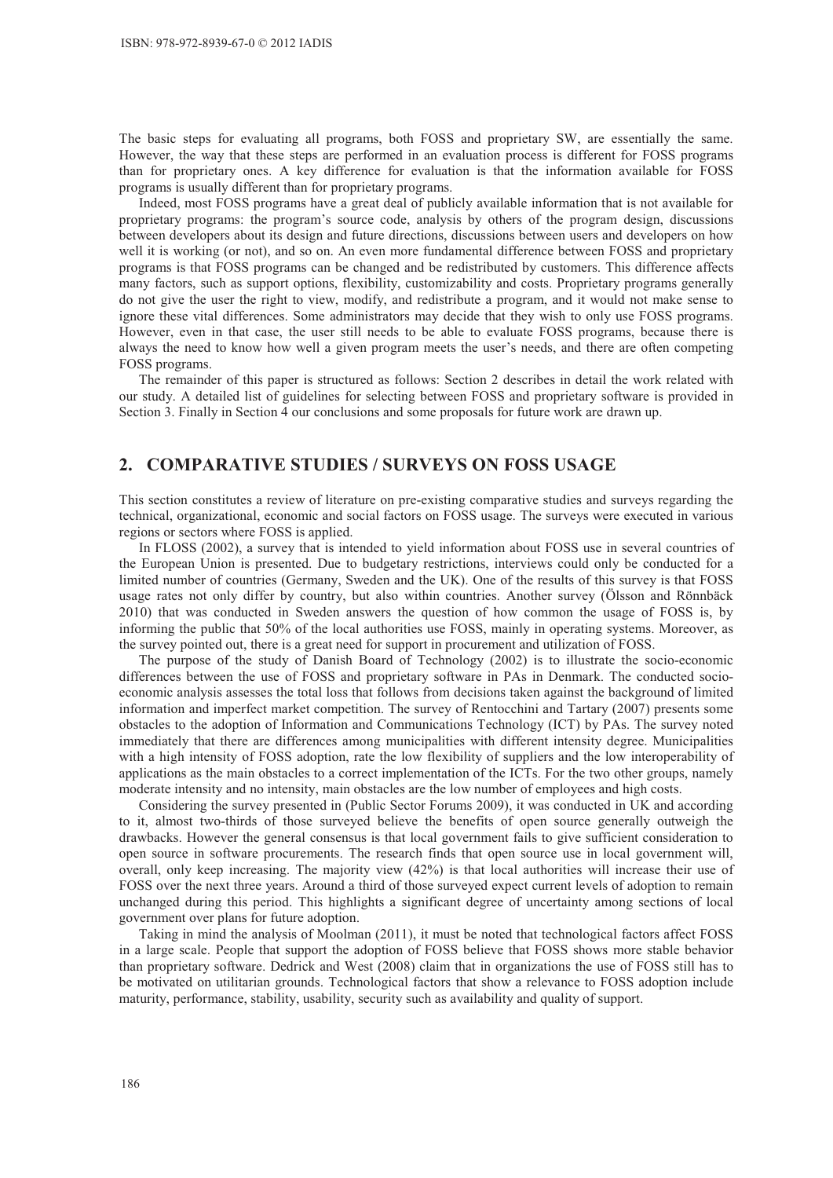The basic steps for evaluating all programs, both FOSS and proprietary SW, are essentially the same. However, the way that these steps are performed in an evaluation process is different for FOSS programs than for proprietary ones. A key difference for evaluation is that the information available for FOSS programs is usually different than for proprietary programs.

Indeed, most FOSS programs have a great deal of publicly available information that is not available for proprietary programs: the program's source code, analysis by others of the program design, discussions between developers about its design and future directions, discussions between users and developers on how well it is working (or not), and so on. An even more fundamental difference between FOSS and proprietary programs is that FOSS programs can be changed and be redistributed by customers. This difference affects many factors, such as support options, flexibility, customizability and costs. Proprietary programs generally do not give the user the right to view, modify, and redistribute a program, and it would not make sense to ignore these vital differences. Some administrators may decide that they wish to only use FOSS programs. However, even in that case, the user still needs to be able to evaluate FOSS programs, because there is always the need to know how well a given program meets the user's needs, and there are often competing FOSS programs.

The remainder of this paper is structured as follows: Section 2 describes in detail the work related with our study. A detailed list of guidelines for selecting between FOSS and proprietary software is provided in Section 3. Finally in Section 4 our conclusions and some proposals for future work are drawn up.

## 2. COMPARATIVE STUDIES / SURVEYS ON FOSS USAGE

This section constitutes a review of literature on pre-existing comparative studies and surveys regarding the technical, organizational, economic and social factors on FOSS usage. The surveys were executed in various regions or sectors where FOSS is applied.

In FLOSS (2002), a survey that is intended to yield information about FOSS use in several countries of the European Union is presented. Due to budgetary restrictions, interviews could only be conducted for a limited number of countries (Germany, Sweden and the UK). One of the results of this survey is that FOSS usage rates not only differ by country, but also within countries. Another survey (Ölsson and Rönnbäck 2010) that was conducted in Sweden answers the question of how common the usage of FOSS is, by informing the public that 50% of the local authorities use FOSS, mainly in operating systems. Moreover, as the survey pointed out, there is a great need for support in procurement and utilization of FOSS.

The purpose of the study of Danish Board of Technology (2002) is to illustrate the socio-economic differences between the use of FOSS and proprietary software in PAs in Denmark. The conducted socio-economic analysis assesses the total loss that follows from decisions taken against the background of limited information and imperfect market competition. The survey of Rentocchini and Tartary (2007) presents some obstacles to the adoption of Information and Communications Technology (ICT) by PAs. The survey noted immediately that there are differences among municipalities with different intensity degree. Municipalities with a high intensity of FOSS adoption, rate the low flexibility of suppliers and the low interoperability of applications as the main obstacles to a correct implementation of the ICTs. For the two other groups, namely moderate intensity and no intensity, main obstacles are the low number of employees and high costs.

Considering the survey presented in (Public Sector Forums 2009), it was conducted in UK and according to it, almost two-thirds of those surveyed believe the benefits of open source generally outweigh the drawbacks. However the general consensus is that local government fails to give sufficient consideration to open source in software procurements. The research finds that open source use in local government will, overall, only keep increasing. The majority view (42%) is that local authorities will increase their use of FOSS over the next three years. Around a third of those surveyed expect current levels of adoption to remain unchanged during this period. This highlights a significant degree of uncertainty among sections of local government over plans for future adoption.

Taking in mind the analysis of Moolman (2011), it must be noted that technological factors affect FOSS in a large scale. People that support the adoption of FOSS believe that FOSS shows more stable behavior than proprietary software. Dedrick and West (2008) claim that in organizations the use of FOSS still has to be motivated on utilitarian grounds. Technological factors that show a relevance to FOSS adoption include maturity, performance, stability, usability, security such as availability and quality of support.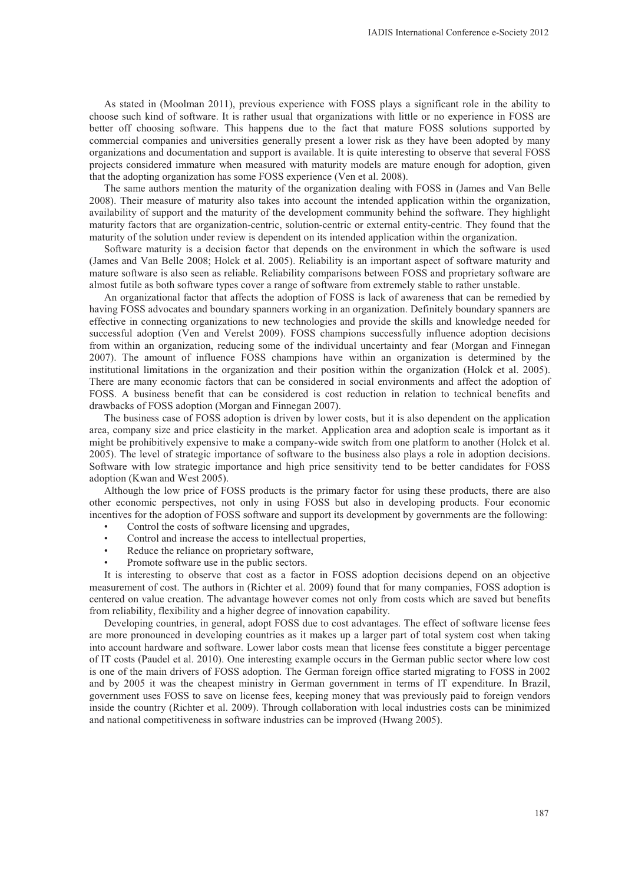As stated in (Moolman 2011), previous experience with FOSS plays a significant role in the ability to choose such kind of software. It is rather usual that organizations with little or no experience in FOSS are better off choosing software. This happens due to the fact that mature FOSS solutions supported by commercial companies and universities generally present a lower risk as they have been adopted by many organizations and documentation and support is available. It is quite interesting to observe that several FOSS projects considered immature when measured with maturity models are mature enough for adoption, given that the adopting organization has some FOSS experience (Ven et al. 2008).

The same authors mention the maturity of the organization dealing with FOSS in (James and Van Belle 2008). Their measure of maturity also takes into account the intended application within the organization, availability of support and the maturity of the development community behind the software. They highlight maturity factors that are organization-centric, solution-centric or external entity-centric. They found that the maturity of the solution under review is dependent on its intended application within the organization.

Software maturity is a decision factor that depends on the environment in which the software is used (James and Van Belle 2008; Holck et al. 2005). Reliability is an important aspect of software maturity and mature software is also seen as reliable. Reliability comparisons between FOSS and proprietary software are almost futile as both software types cover a range of software from extremely stable to rather unstable.

An organizational factor that affects the adoption of FOSS is lack of awareness that can be remedied by having FOSS advocates and boundary spanners working in an organization. Definitely boundary spanners are effective in connecting organizations to new technologies and provide the skills and knowledge needed for successful adoption (Ven and Verelst 2009). FOSS champions successfully influence adoption decisions from within an organization, reducing some of the individual uncertainty and fear (Morgan and Finnegan 2007). The amount of influence FOSS champions have within an organization is determined by the institutional limitations in the organization and their position within the organization (Holck et al. 2005). There are many economic factors that can be considered in social environments and affect the adoption of FOSS. A business benefit that can be considered is cost reduction in relation to technical benefits and drawbacks of FOSS adoption (Morgan and Finnegan 2007).

The business case of FOSS adoption is driven by lower costs, but it is also dependent on the application area, company size and price elasticity in the market. Application area and adoption scale is important as it might be prohibitively expensive to make a company-wide switch from one platform to another (Holck et al. 2005). The level of strategic importance of software to the business also plays a role in adoption decisions. Software with low strategic importance and high price sensitivity tend to be better candidates for FOSS adoption (Kwan and West 2005).

Although the low price of FOSS products is the primary factor for using these products, there are also other economic perspectives, not only in using FOSS but also in developing products. Four economic incentives for the adoption of FOSS software and support its development by governments are the following:

- Control the costs of software licensing and upgrades,
- Control and increase the access to intellectual properties,
- Reduce the reliance on proprietary software,
- Promote software use in the public sectors.

It is interesting to observe that cost as a factor in FOSS adoption decisions depend on an objective measurement of cost. The authors in (Richter et al. 2009) found that for many companies, FOSS adoption is centered on value creation. The advantage however comes not only from costs which are saved but benefits from reliability, flexibility and a higher degree of innovation capability.

Developing countries, in general, adopt FOSS due to cost advantages. The effect of software license fees are more pronounced in developing countries as it makes up a larger part of total system cost when taking into account hardware and software. Lower labor costs mean that license fees constitute a bigger percentage of IT costs (Paudel et al. 2010). One interesting example occurs in the German public sector where low cost is one of the main drivers of FOSS adoption. The German foreign office started migrating to FOSS in 2002 and by 2005 it was the cheapest ministry in German government in terms of IT expenditure. In Brazil, government uses FOSS to save on license fees, keeping money that was previously paid to foreign vendors inside the country (Richter et al. 2009). Through collaboration with local industries costs can be minimized and national competitiveness in software industries can be improved (Hwang 2005).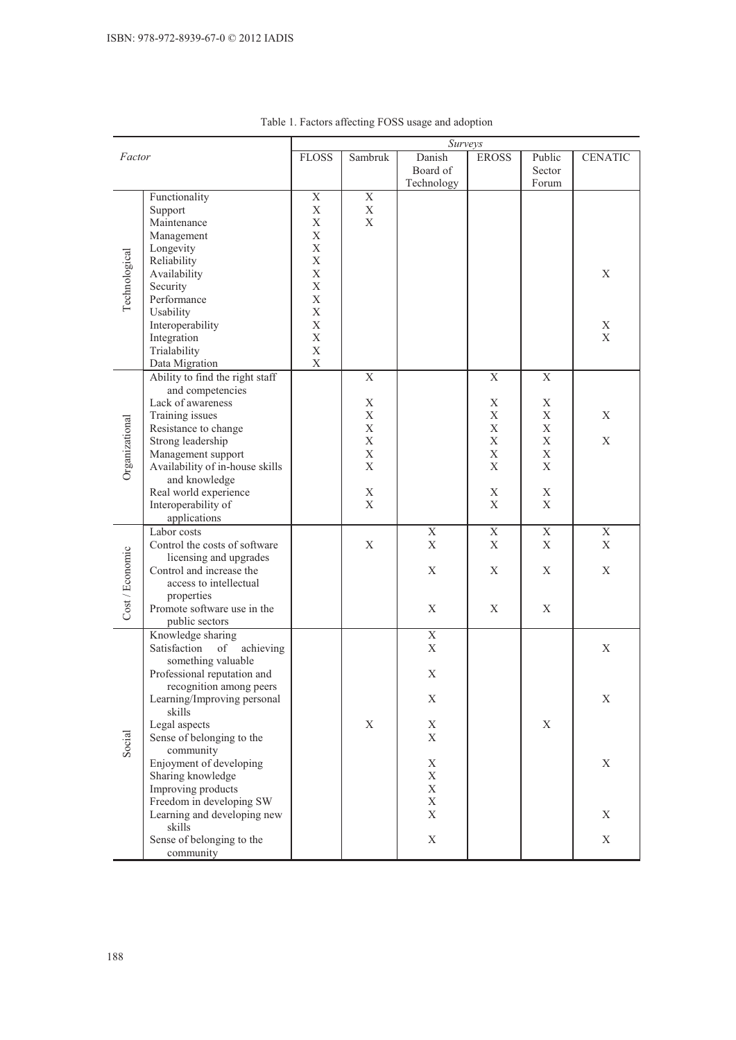Table 1. Factors affecting FOSS usage and adoption

| Factor | | Surveys | | | | | |
|---|---|---|---|---|---|---|---|
| | | FLOSS | Sambruk | Danish Board of Technology | EROSS | Public Sector Forum | CENATIC |
| Technological | Functionality | X | X | | | | |
| | Support | X | X | | | | |
| | Maintenance | X | X | | | | |
| | Management | X | | | | | |
| | Longevity | X | | | | | |
| | Reliability | X | | | | | |
| | Availability | X | | | | | X |
| | Security | X | | | | | |
| | Performance | X | | | | | |
| | Usability | X | | | | | |
| | Interoperability | X | | | | | X |
| | Integration | X | | | | | X |
| | Trialability | X | | | | | |
| | Data Migration | X | | | | | |
| Organizational | Ability to find the right staff and competencies | | X | | X | X | |
| | Lack of awareness | | X | | X | X | |
| | Training issues | | X | | X | X | X |
| | Resistance to change | | X | | X | X | |
| | Strong leadership | | X | | X | X | X |
| | Management support | | X | | X | X | |
| | Availability of in-house skills and knowledge | | X | | X | X | |
| | Real world experience | | X | | X | X | |
| | Interoperability of applications | | X | | X | X | |
| Cost / Economic | Labor costs | | | X | X | X | X |
| | Control the costs of software licensing and upgrades | | X | X | X | X | X |
| | Control and increase the access to intellectual properties | | | X | X | X | X |
| | Promote software use in the public sectors | | | X | X | X | |
| Social | Knowledge sharing | | | X | | | |
| | Satisfaction of achieving something valuable | | | X | | | X |
| | Professional reputation and recognition among peers | | | X | | | |
| | Learning/Improving personal skills | | | X | | | X |
| | Legal aspects | | X | X | | X | |
| | Sense of belonging to the community | | | X | | | |
| | Enjoyment of developing | | | X | | | X |
| | Sharing knowledge | | | X | | | |
| | Improving products | | | X | | | |
| | Freedom in developing SW | | | X | | | |
| | Learning and developing new skills | | | X | | | X |
| | Sense of belonging to the community | | | X | | | X |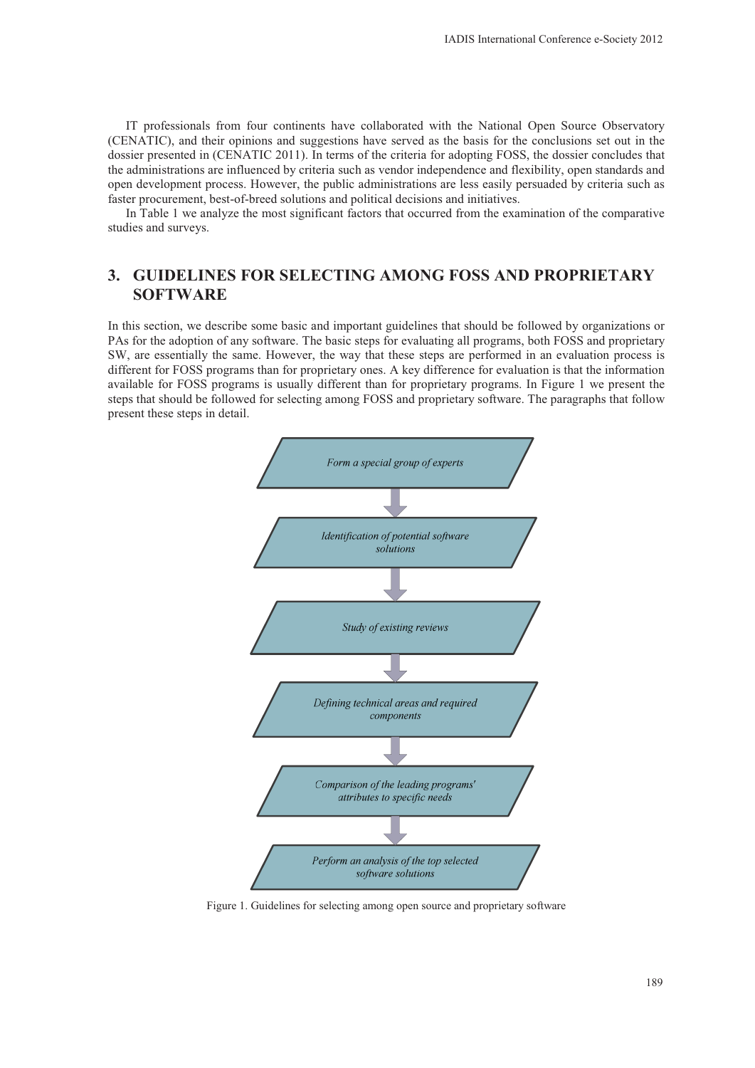IT professionals from four continents have collaborated with the National Open Source Observatory (CENATIC), and their opinions and suggestions have served as the basis for the conclusions set out in the dossier presented in (CENATIC 2011). In terms of the criteria for adopting FOSS, the dossier concludes that the administrations are influenced by criteria such as vendor independence and flexibility, open standards and open development process. However, the public administrations are less easily persuaded by criteria such as faster procurement, best-of-breed solutions and political decisions and initiatives.

In Table 1 we analyze the most significant factors that occurred from the examination of the comparative studies and surveys.

## 3. GUIDELINES FOR SELECTING AMONG FOSS AND PROPRIETARY SOFTWARE

In this section, we describe some basic and important guidelines that should be followed by organizations or PAs for the adoption of any software. The basic steps for evaluating all programs, both FOSS and proprietary SW, are essentially the same. However, the way that these steps are performed in an evaluation process is different for FOSS programs than for proprietary ones. A key difference for evaluation is that the information available for FOSS programs is usually different than for proprietary programs. In Figure 1 we present the steps that should be followed for selecting among FOSS and proprietary software. The paragraphs that follow present these steps in detail.

*Form a special group of experts*

↓

*Identification of potential software solutions*

↓

*Study of existing reviews*

↓

*Defining technical areas and required components*

↓

*Comparison of the leading programs' attributes to specific needs*

↓

*Perform an analysis of the top selected software solutions*

Figure 1. Guidelines for selecting among open source and proprietary software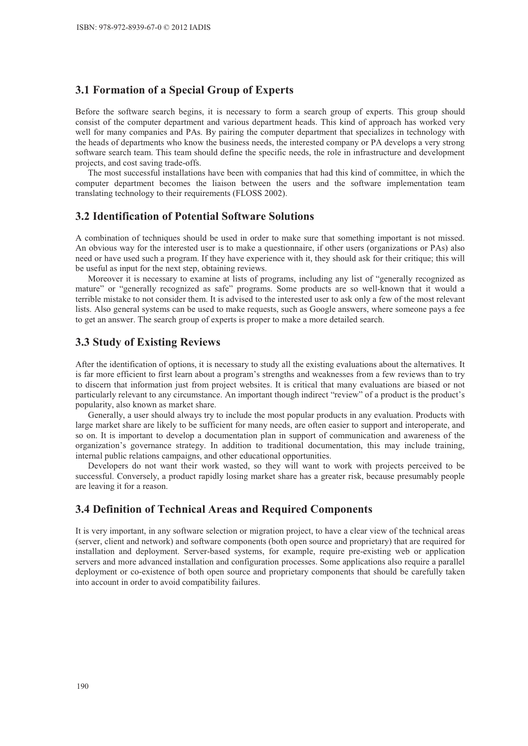## 3.1 Formation of a Special Group of Experts

Before the software search begins, it is necessary to form a search group of experts. This group should consist of the computer department and various department heads. This kind of approach has worked very well for many companies and PAs. By pairing the computer department that specializes in technology with the heads of departments who know the business needs, the interested company or PA develops a very strong software search team. This team should define the specific needs, the role in infrastructure and development projects, and cost saving trade-offs.

The most successful installations have been with companies that had this kind of committee, in which the computer department becomes the liaison between the users and the software implementation team translating technology to their requirements (FLOSS 2002).

## 3.2 Identification of Potential Software Solutions

A combination of techniques should be used in order to make sure that something important is not missed. An obvious way for the interested user is to make a questionnaire, if other users (organizations or PAs) also need or have used such a program. If they have experience with it, they should ask for their critique; this will be useful as input for the next step, obtaining reviews.

Moreover it is necessary to examine at lists of programs, including any list of "generally recognized as mature" or "generally recognized as safe" programs. Some products are so well-known that it would a terrible mistake to not consider them. It is advised to the interested user to ask only a few of the most relevant lists. Also general systems can be used to make requests, such as Google answers, where someone pays a fee to get an answer. The search group of experts is proper to make a more detailed search.

## 3.3 Study of Existing Reviews

After the identification of options, it is necessary to study all the existing evaluations about the alternatives. It is far more efficient to first learn about a program's strengths and weaknesses from a few reviews than to try to discern that information just from project websites. It is critical that many evaluations are biased or not particularly relevant to any circumstance. An important though indirect "review" of a product is the product's popularity, also known as market share.

Generally, a user should always try to include the most popular products in any evaluation. Products with large market share are likely to be sufficient for many needs, are often easier to support and interoperate, and so on. It is important to develop a documentation plan in support of communication and awareness of the organization's governance strategy. In addition to traditional documentation, this may include training, internal public relations campaigns, and other educational opportunities.

Developers do not want their work wasted, so they will want to work with projects perceived to be successful. Conversely, a product rapidly losing market share has a greater risk, because presumably people are leaving it for a reason.

## 3.4 Definition of Technical Areas and Required Components

It is very important, in any software selection or migration project, to have a clear view of the technical areas (server, client and network) and software components (both open source and proprietary) that are required for installation and deployment. Server-based systems, for example, require pre-existing web or application servers and more advanced installation and configuration processes. Some applications also require a parallel deployment or co-existence of both open source and proprietary components that should be carefully taken into account in order to avoid compatibility failures.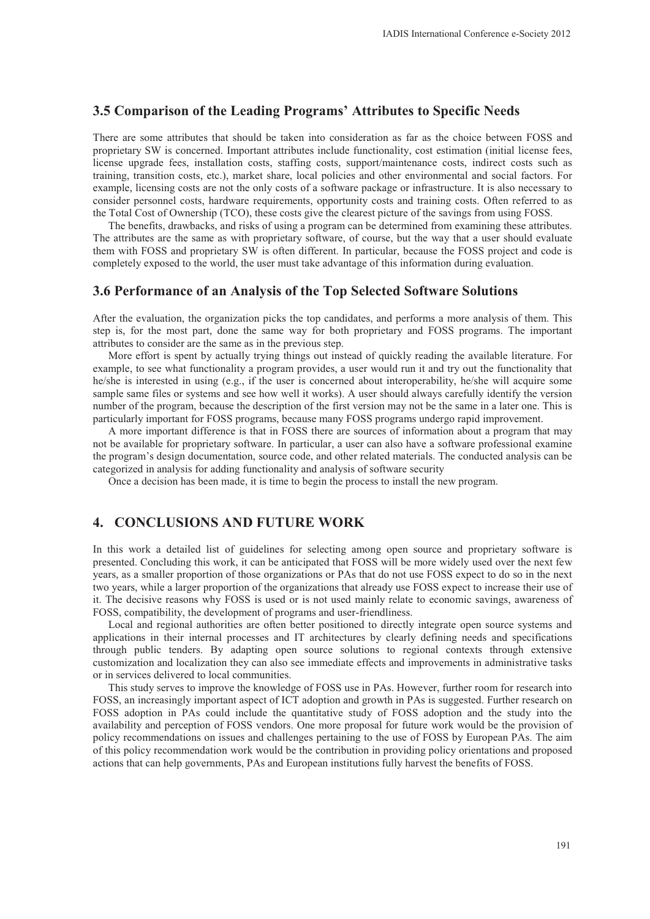## 3.5 Comparison of the Leading Programs' Attributes to Specific Needs

There are some attributes that should be taken into consideration as far as the choice between FOSS and proprietary SW is concerned. Important attributes include functionality, cost estimation (initial license fees, license upgrade fees, installation costs, staffing costs, support/maintenance costs, indirect costs such as training, transition costs, etc.), market share, local policies and other environmental and social factors. For example, licensing costs are not the only costs of a software package or infrastructure. It is also necessary to consider personnel costs, hardware requirements, opportunity costs and training costs. Often referred to as the Total Cost of Ownership (TCO), these costs give the clearest picture of the savings from using FOSS.

The benefits, drawbacks, and risks of using a program can be determined from examining these attributes. The attributes are the same as with proprietary software, of course, but the way that a user should evaluate them with FOSS and proprietary SW is often different. In particular, because the FOSS project and code is completely exposed to the world, the user must take advantage of this information during evaluation.

## 3.6 Performance of an Analysis of the Top Selected Software Solutions

After the evaluation, the organization picks the top candidates, and performs a more analysis of them. This step is, for the most part, done the same way for both proprietary and FOSS programs. The important attributes to consider are the same as in the previous step.

More effort is spent by actually trying things out instead of quickly reading the available literature. For example, to see what functionality a program provides, a user would run it and try out the functionality that he/she is interested in using (e.g., if the user is concerned about interoperability, he/she will acquire some sample same files or systems and see how well it works). A user should always carefully identify the version number of the program, because the description of the first version may not be the same in a later one. This is particularly important for FOSS programs, because many FOSS programs undergo rapid improvement.

A more important difference is that in FOSS there are sources of information about a program that may not be available for proprietary software. In particular, a user can also have a software professional examine the program's design documentation, source code, and other related materials. The conducted analysis can be categorized in analysis for adding functionality and analysis of software security

Once a decision has been made, it is time to begin the process to install the new program.

# 4. CONCLUSIONS AND FUTURE WORK

In this work a detailed list of guidelines for selecting among open source and proprietary software is presented. Concluding this work, it can be anticipated that FOSS will be more widely used over the next few years, as a smaller proportion of those organizations or PAs that do not use FOSS expect to do so in the next two years, while a larger proportion of the organizations that already use FOSS expect to increase their use of it. The decisive reasons why FOSS is used or is not used mainly relate to economic savings, awareness of FOSS, compatibility, the development of programs and user-friendliness.

Local and regional authorities are often better positioned to directly integrate open source systems and applications in their internal processes and IT architectures by clearly defining needs and specifications through public tenders. By adapting open source solutions to regional contexts through extensive customization and localization they can also see immediate effects and improvements in administrative tasks or in services delivered to local communities.

This study serves to improve the knowledge of FOSS use in PAs. However, further room for research into FOSS, an increasingly important aspect of ICT adoption and growth in PAs is suggested. Further research on FOSS adoption in PAs could include the quantitative study of FOSS adoption and the study into the availability and perception of FOSS vendors. One more proposal for future work would be the provision of policy recommendations on issues and challenges pertaining to the use of FOSS by European PAs. The aim of this policy recommendation work would be the contribution in providing policy orientations and proposed actions that can help governments, PAs and European institutions fully harvest the benefits of FOSS.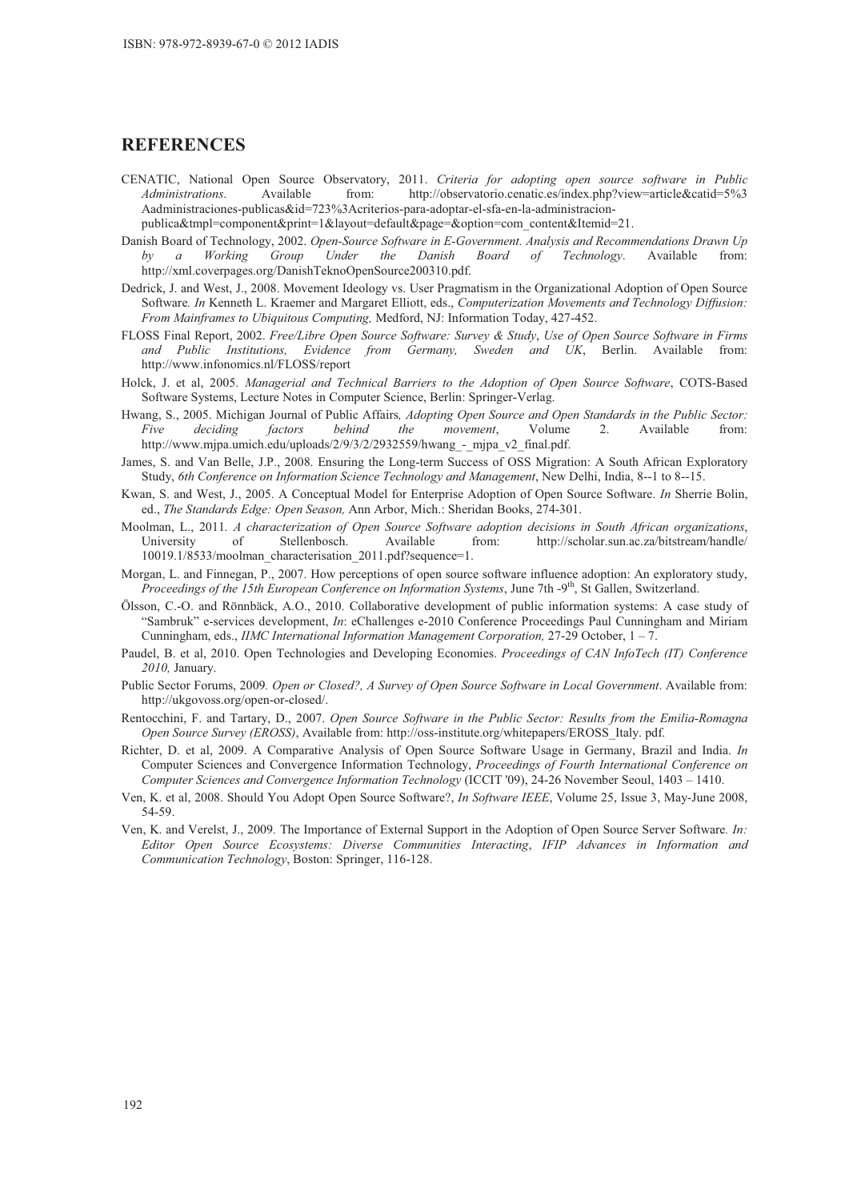## REFERENCES

CENATIC, National Open Source Observatory, 2011. *Criteria for adopting open source software in Public Administrations*. Available from: http://observatorio.cenatic.es/index.php?view=article&catid=5%3Aadministraciones-publicas&id=723%3Acriterios-para-adoptar-el-sfa-en-la-administracion-publica&tmpl=component&print=1&layout=default&page=&option=com_content&Itemid=21.

Danish Board of Technology, 2002. *Open-Source Software in E-Government. Analysis and Recommendations Drawn Up by a Working Group Under the Danish Board of Technology*. Available from: http://xml.coverpages.org/DanishTeknoOpenSource200310.pdf.

Dedrick, J. and West, J., 2008. Movement Ideology vs. User Pragmatism in the Organizational Adoption of Open Source Software*. In* Kenneth L. Kraemer and Margaret Elliott, eds., *Computerization Movements and Technology Diffusion: From Mainframes to Ubiquitous Computing,* Medford, NJ: Information Today, 427-452.

FLOSS Final Report, 2002. *Free/Libre Open Source Software: Survey & Study*, *Use of Open Source Software in Firms and Public Institutions, Evidence from Germany, Sweden and UK*, Berlin. Available from: http://www.infonomics.nl/FLOSS/report

Holck, J. et al, 2005. *Managerial and Technical Barriers to the Adoption of Open Source Software*, COTS-Based Software Systems, Lecture Notes in Computer Science, Berlin: Springer-Verlag.

Hwang, S., 2005. Michigan Journal of Public Affairs*, Adopting Open Source and Open Standards in the Public Sector: Five deciding factors behind the movement*, Volume 2. Available from: http://www.mjpa.umich.edu/uploads/2/9/3/2/2932559/hwang_-_mjpa_v2_final.pdf.

James, S. and Van Belle, J.P., 2008. Ensuring the Long-term Success of OSS Migration: A South African Exploratory Study, *6th Conference on Information Science Technology and Management*, New Delhi, India, 8--1 to 8--15.

Kwan, S. and West, J., 2005. A Conceptual Model for Enterprise Adoption of Open Source Software. *In* Sherrie Bolin, ed., *The Standards Edge: Open Season,* Ann Arbor, Mich.: Sheridan Books, 274-301.

Moolman, L., 2011*. A characterization of Open Source Software adoption decisions in South African organizations*, University of Stellenbosch. Available from: http://scholar.sun.ac.za/bitstream/handle/10019.1/8533/moolman_characterisation_2011.pdf?sequence=1.

Morgan, L. and Finnegan, P., 2007. How perceptions of open source software influence adoption: An exploratory study, *Proceedings of the 15th European Conference on Information Systems*, June 7th -9th, St Gallen, Switzerland.

Ölsson, C.-O. and Rönnbäck, A.O., 2010. Collaborative development of public information systems: A case study of "Sambruk" e-services development, *In*: eChallenges e-2010 Conference Proceedings Paul Cunningham and Miriam Cunningham, eds., *IIMC International Information Management Corporation,* 27-29 October, 1 – 7.

Paudel, B. et al, 2010. Open Technologies and Developing Economies. *Proceedings of CAN InfoTech (IT) Conference 2010,* January.

Public Sector Forums, 2009*. Open or Closed?, A Survey of Open Source Software in Local Government*. Available from: http://ukgovoss.org/open-or-closed/.

Rentocchini, F. and Tartary, D., 2007. *Open Source Software in the Public Sector: Results from the Emilia-Romagna Open Source Survey (EROSS)*, Available from: http://oss-institute.org/whitepapers/EROSS_Italy. pdf.

Richter, D. et al, 2009. A Comparative Analysis of Open Source Software Usage in Germany, Brazil and India. *In* Computer Sciences and Convergence Information Technology, *Proceedings of Fourth International Conference on Computer Sciences and Convergence Information Technology* (ICCIT '09), 24-26 November Seoul, 1403 – 1410.

Ven, K. et al, 2008. Should You Adopt Open Source Software?, *In Software IEEE*, Volume 25, Issue 3, May-June 2008, 54-59.

Ven, K. and Verelst, J., 2009*.* The Importance of External Support in the Adoption of Open Source Server Software*. In: Editor Open Source Ecosystems: Diverse Communities Interacting*, *IFIP Advances in Information and Communication Technology*, Boston: Springer, 116-128.